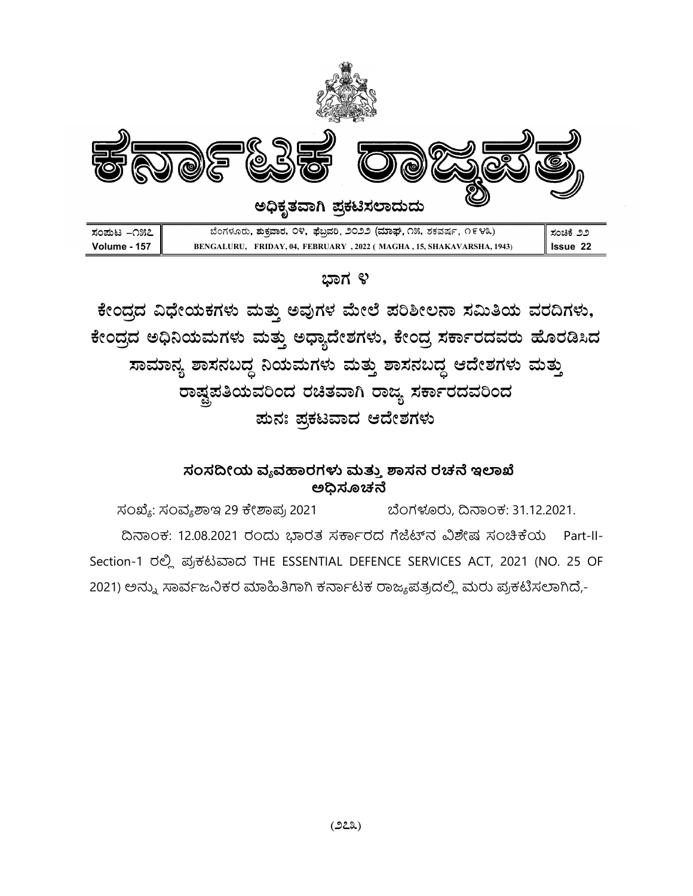# ಕರ್ನಾಟಕ ರಾಜ್ಯಪತ್ರ

**ಅಧಿಕೃತವಾಗಿ ಪ್ರಕಟಿಸಲಾದುದು**

| ಸಂಪುಟ –೧೫೭ | ಬೆಂಗಳೂರು, ಶುಕ್ರವಾರ, ೦೪, ಫೆಬ್ರವರಿ, ೨೦೨೨ (ಮಾಘ, ೧೫, ಶಕವರ್ಷ, ೧೯೪೩) | ಸಂಚಿಕೆ ೨೨ |
|---|---|---|
| **Volume - 157** | **BENGALURU, FRIDAY, 04, FEBRUARY , 2022 ( MAGHA , 15, SHAKAVARSHA, 1943)** | **Issue 22** |

## ಭಾಗ ೪

## ಕೇಂದ್ರದ ವಿಧೇಯಕಗಳು ಮತ್ತು ಅವುಗಳ ಮೇಲೆ ಪರಿಶೀಲನಾ ಸಮಿತಿಯ ವರದಿಗಳು, ಕೇಂದ್ರದ ಅಧಿನಿಯಮಗಳು ಮತ್ತು ಅಧ್ಯಾದೇಶಗಳು, ಕೇಂದ್ರ ಸರ್ಕಾರದವರು ಹೊರಡಿಸಿದ ಸಾಮಾನ್ಯ ಶಾಸನಬದ್ಧ ನಿಯಮಗಳು ಮತ್ತು ಶಾಸನಬದ್ಧ ಆದೇಶಗಳು ಮತ್ತು ರಾಷ್ಟ್ರಪತಿಯವರಿಂದ ರಚಿತವಾಗಿ ರಾಜ್ಯ ಸರ್ಕಾರದವರಿಂದ ಪುನಃ ಪ್ರಕಟವಾದ ಆದೇಶಗಳು

### ಸಂಸದೀಯ ವ್ಯವಹಾರಗಳು ಮತ್ತು ಶಾಸನ ರಚನೆ ಇಲಾಖೆ
### ಅಧಿಸೂಚನೆ

ಸಂಖ್ಯೆ: ಸಂವ್ಯಶಾಇ 29 ಕೇಶಾಪ್ರ 2021 ಬೆಂಗಳೂರು, ದಿನಾಂಕ: 31.12.2021.

ದಿನಾಂಕ: 12.08.2021 ರಂದು ಭಾರತ ಸರ್ಕಾರದ ಗೆಜೆಟ್‌ನ ವಿಶೇಷ ಸಂಚಿಕೆಯ Part-II-Section-1 ರಲ್ಲಿ ಪ್ರಕಟವಾದ THE ESSENTIAL DEFENCE SERVICES ACT, 2021 (NO. 25 OF 2021) ಅನ್ನು ಸಾರ್ವಜನಿಕರ ಮಾಹಿತಿಗಾಗಿ ಕರ್ನಾಟಕ ರಾಜ್ಯಪತ್ರದಲ್ಲಿ ಮರು ಪ್ರಕಟಿಸಲಾಗಿದೆ,-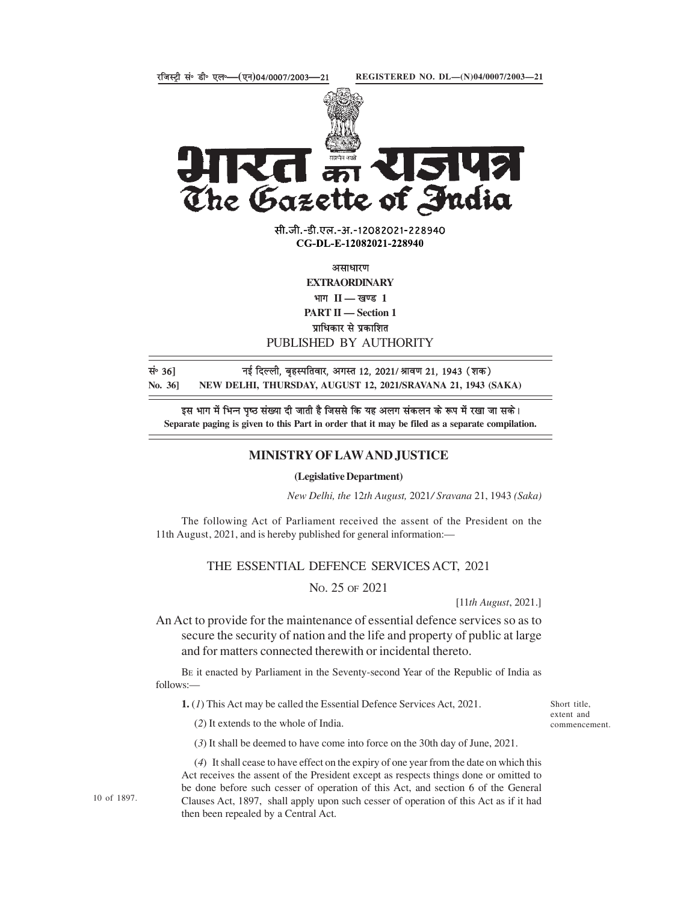रजिस्ट्री सं॰ डी॰ एल॰—(एन)04/0007/2003—21 REGISTERED NO. DL—(N)04/0007/2003—21

# भारत का राजपत्र
# The Gazette of India

सी.जी.-डी.एल.-अ.-12082021-228940
**CG-DL-E-12082021-228940**

असाधारण
**EXTRAORDINARY**
भाग II — खण्ड 1
**PART II — Section 1**
प्राधिकार से प्रकाशित
PUBLISHED BY AUTHORITY

सं॰ 36] नई दिल्ली, बृहस्पतिवार, अगस्त 12, 2021/ श्रावण 21, 1943 (शक)
**No. 36] NEW DELHI, THURSDAY, AUGUST 12, 2021/SRAVANA 21, 1943 (SAKA)**

इस भाग में भिन्न पृष्ठ संख्या दी जाती है जिससे कि यह अलग संकलन के रूप में रखा जा सके।
**Separate paging is given to this Part in order that it may be filed as a separate compilation.**

## MINISTRY OF LAW AND JUSTICE

**(Legislative Department)**

*New Delhi, the 12th August, 2021/ Sravana 21, 1943 (Saka)*

The following Act of Parliament received the assent of the President on the 11th August, 2021, and is hereby published for general information:—

## THE ESSENTIAL DEFENCE SERVICES ACT, 2021

No. 25 of 2021

[11*th August*, 2021.]

An Act to provide for the maintenance of essential defence services so as to secure the security of nation and the life and property of public at large and for matters connected therewith or incidental thereto.

Be it enacted by Parliament in the Seventy-second Year of the Republic of India as follows:—

Short title, extent and commencement.

**1.** (*1*) This Act may be called the Essential Defence Services Act, 2021.

(*2*) It extends to the whole of India.

(*3*) It shall be deemed to have come into force on the 30th day of June, 2021.

(*4*) It shall cease to have effect on the expiry of one year from the date on which this Act receives the assent of the President except as respects things done or omitted to be done before such cesser of operation of this Act, and section 6 of the General Clauses Act, 1897, shall apply upon such cesser of operation of this Act as if it had then been repealed by a Central Act.

10 of 1897.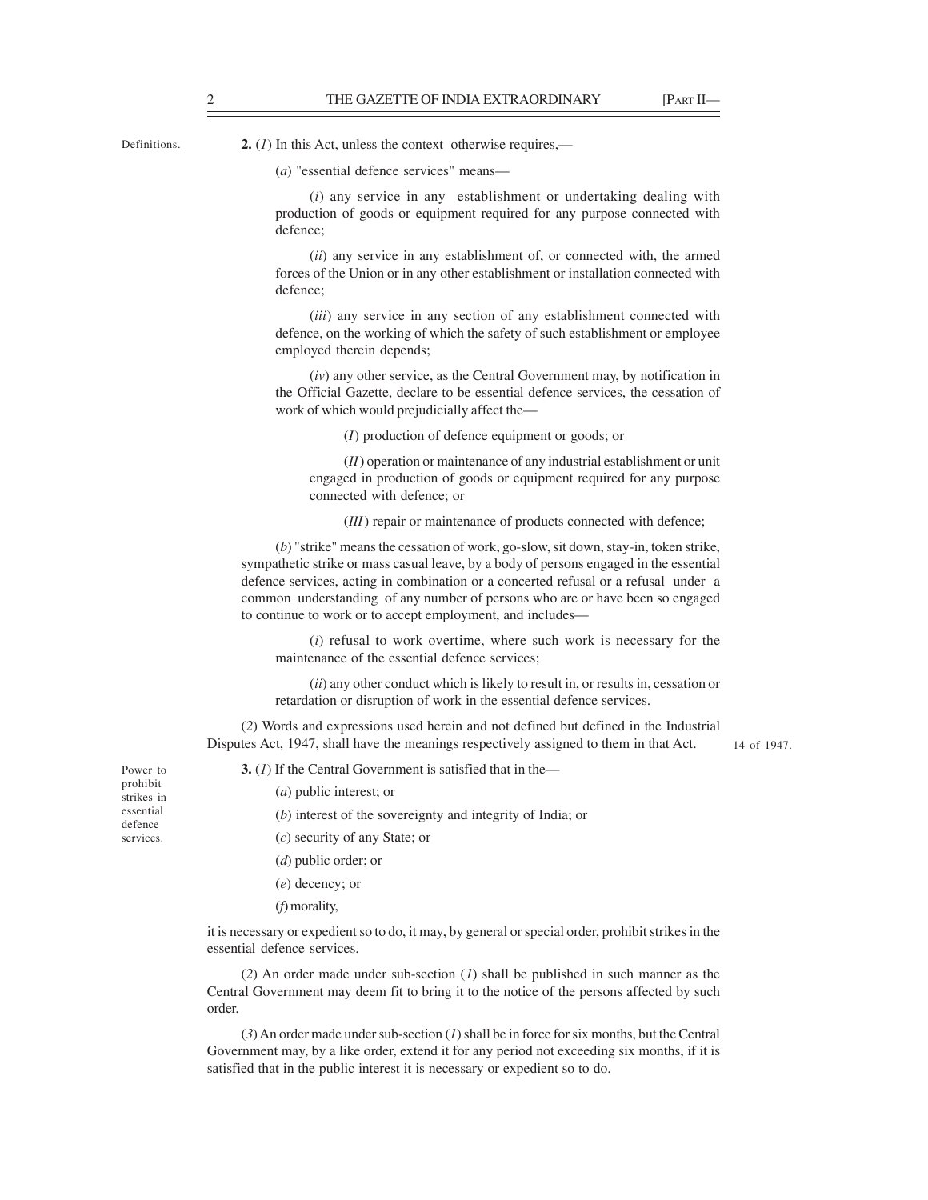Definitions.

**2.** (*1*) In this Act, unless the context otherwise requires,—

(*a*) "essential defence services" means—

(*i*) any service in any establishment or undertaking dealing with production of goods or equipment required for any purpose connected with defence;

(*ii*) any service in any establishment of, or connected with, the armed forces of the Union or in any other establishment or installation connected with defence;

(*iii*) any service in any section of any establishment connected with defence, on the working of which the safety of such establishment or employee employed therein depends;

(*iv*) any other service, as the Central Government may, by notification in the Official Gazette, declare to be essential defence services, the cessation of work of which would prejudicially affect the—

(*I*) production of defence equipment or goods; or

(*II*) operation or maintenance of any industrial establishment or unit engaged in production of goods or equipment required for any purpose connected with defence; or

(*III*) repair or maintenance of products connected with defence;

(*b*) "strike" means the cessation of work, go-slow, sit down, stay-in, token strike, sympathetic strike or mass casual leave, by a body of persons engaged in the essential defence services, acting in combination or a concerted refusal or a refusal under a common understanding of any number of persons who are or have been so engaged to continue to work or to accept employment, and includes—

(*i*) refusal to work overtime, where such work is necessary for the maintenance of the essential defence services;

(*ii*) any other conduct which is likely to result in, or results in, cessation or retardation or disruption of work in the essential defence services.

(*2*) Words and expressions used herein and not defined but defined in the Industrial Disputes Act, 1947, shall have the meanings respectively assigned to them in that Act. 14 of 1947.

Power to prohibit strikes in essential defence services.

**3.** (*1*) If the Central Government is satisfied that in the—

(*a*) public interest; or

(*b*) interest of the sovereignty and integrity of India; or

(*c*) security of any State; or

(*d*) public order; or

(*e*) decency; or

(*f*) morality,

it is necessary or expedient so to do, it may, by general or special order, prohibit strikes in the essential defence services.

(*2*) An order made under sub-section (*1*) shall be published in such manner as the Central Government may deem fit to bring it to the notice of the persons affected by such order.

(*3*) An order made under sub-section (*1*) shall be in force for six months, but the Central Government may, by a like order, extend it for any period not exceeding six months, if it is satisfied that in the public interest it is necessary or expedient so to do.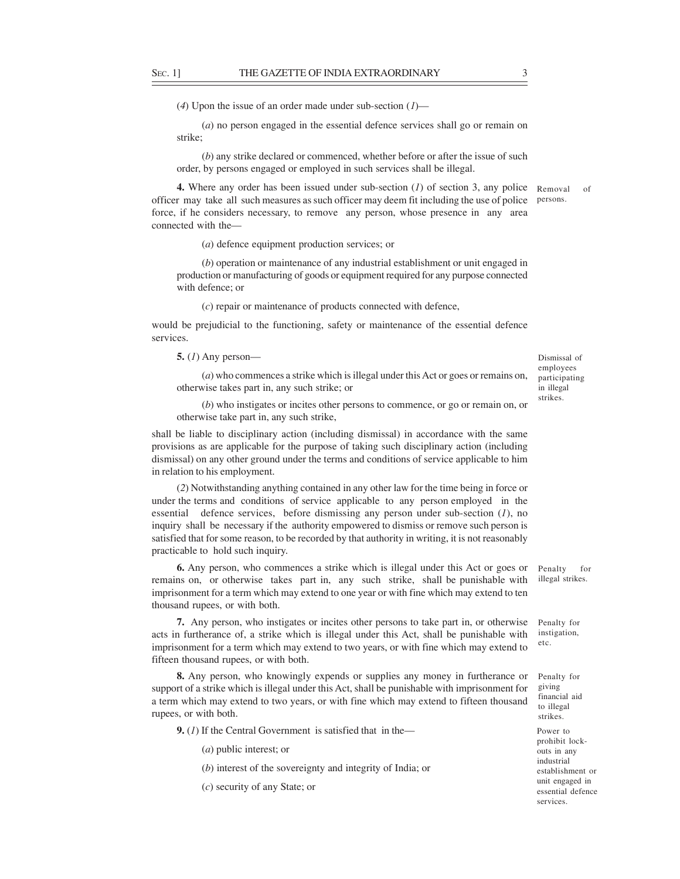(*4*) Upon the issue of an order made under sub-section (*1*)—

(*a*) no person engaged in the essential defence services shall go or remain on strike;

(*b*) any strike declared or commenced, whether before or after the issue of such order, by persons engaged or employed in such services shall be illegal.

Removal of persons.

**4.** Where any order has been issued under sub-section (*1*) of section 3, any police officer may take all such measures as such officer may deem fit including the use of police force, if he considers necessary, to remove any person, whose presence in any area connected with the—

(*a*) defence equipment production services; or

(*b*) operation or maintenance of any industrial establishment or unit engaged in production or manufacturing of goods or equipment required for any purpose connected with defence; or

(*c*) repair or maintenance of products connected with defence,

would be prejudicial to the functioning, safety or maintenance of the essential defence services.

Dismissal of employees participating in illegal strikes.

**5.** (*1*) Any person—

(*a*) who commences a strike which is illegal under this Act or goes or remains on, otherwise takes part in, any such strike; or

(*b*) who instigates or incites other persons to commence, or go or remain on, or otherwise take part in, any such strike,

shall be liable to disciplinary action (including dismissal) in accordance with the same provisions as are applicable for the purpose of taking such disciplinary action (including dismissal) on any other ground under the terms and conditions of service applicable to him in relation to his employment.

(*2*) Notwithstanding anything contained in any other law for the time being in force or under the terms and conditions of service applicable to any person employed in the essential defence services, before dismissing any person under sub-section (*1*), no inquiry shall be necessary if the authority empowered to dismiss or remove such person is satisfied that for some reason, to be recorded by that authority in writing, it is not reasonably practicable to hold such inquiry.

Penalty for illegal strikes.

**6.** Any person, who commences a strike which is illegal under this Act or goes or remains on, or otherwise takes part in, any such strike, shall be punishable with imprisonment for a term which may extend to one year or with fine which may extend to ten thousand rupees, or with both.

Penalty for instigation, etc.

**7.** Any person, who instigates or incites other persons to take part in, or otherwise acts in furtherance of, a strike which is illegal under this Act, shall be punishable with imprisonment for a term which may extend to two years, or with fine which may extend to fifteen thousand rupees, or with both.

Penalty for giving financial aid to illegal strikes.

**8.** Any person, who knowingly expends or supplies any money in furtherance or support of a strike which is illegal under this Act, shall be punishable with imprisonment for a term which may extend to two years, or with fine which may extend to fifteen thousand rupees, or with both.

Power to prohibit lock-outs in any industrial establishment or unit engaged in essential defence services.

**9.** (*1*) If the Central Government is satisfied that in the—

(*a*) public interest; or

(*b*) interest of the sovereignty and integrity of India; or

(*c*) security of any State; or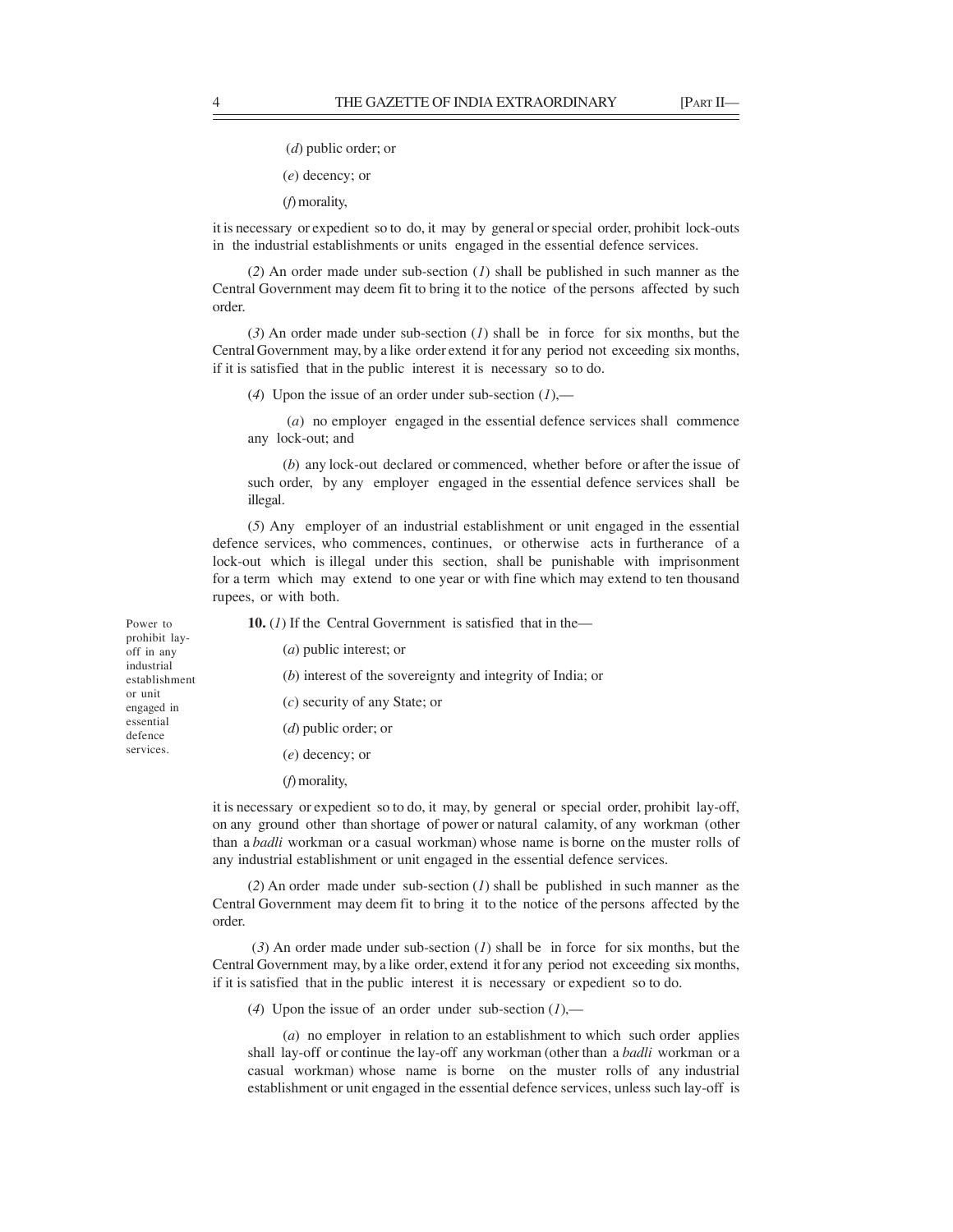(*d*) public order; or

(*e*) decency; or

(*f*) morality,

it is necessary or expedient so to do, it may by general or special order, prohibit lock-outs in the industrial establishments or units engaged in the essential defence services.

(*2*) An order made under sub-section (*1*) shall be published in such manner as the Central Government may deem fit to bring it to the notice of the persons affected by such order.

(*3*) An order made under sub-section (*1*) shall be in force for six months, but the Central Government may, by a like order extend it for any period not exceeding six months, if it is satisfied that in the public interest it is necessary so to do.

(*4*) Upon the issue of an order under sub-section (*1*),—

(*a*) no employer engaged in the essential defence services shall commence any lock-out; and

(*b*) any lock-out declared or commenced, whether before or after the issue of such order, by any employer engaged in the essential defence services shall be illegal.

(*5*) Any employer of an industrial establishment or unit engaged in the essential defence services, who commences, continues, or otherwise acts in furtherance of a lock-out which is illegal under this section, shall be punishable with imprisonment for a term which may extend to one year or with fine which may extend to ten thousand rupees, or with both.

Power to prohibit lay-off in any industrial establishment or unit engaged in essential defence services.

**10.** (*1*) If the Central Government is satisfied that in the—

(*a*) public interest; or

(*b*) interest of the sovereignty and integrity of India; or

(*c*) security of any State; or

(*d*) public order; or

(*e*) decency; or

(*f*) morality,

it is necessary or expedient so to do, it may, by general or special order, prohibit lay-off, on any ground other than shortage of power or natural calamity, of any workman (other than a *badli* workman or a casual workman) whose name is borne on the muster rolls of any industrial establishment or unit engaged in the essential defence services.

(*2*) An order made under sub-section (*1*) shall be published in such manner as the Central Government may deem fit to bring it to the notice of the persons affected by the order.

(*3*) An order made under sub-section (*1*) shall be in force for six months, but the Central Government may, by a like order, extend it for any period not exceeding six months, if it is satisfied that in the public interest it is necessary or expedient so to do.

(*4*) Upon the issue of an order under sub-section (*1*),—

(*a*) no employer in relation to an establishment to which such order applies shall lay-off or continue the lay-off any workman (other than a *badli* workman or a casual workman) whose name is borne on the muster rolls of any industrial establishment or unit engaged in the essential defence services, unless such lay-off is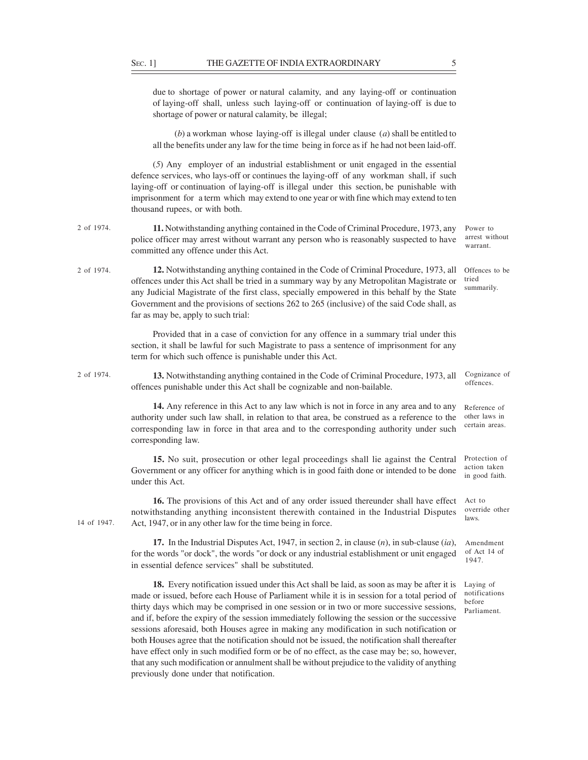due to shortage of power or natural calamity, and any laying-off or continuation of laying-off shall, unless such laying-off or continuation of laying-off is due to shortage of power or natural calamity, be illegal;

(*b*) a workman whose laying-off is illegal under clause (*a*) shall be entitled to all the benefits under any law for the time being in force as if he had not been laid-off.

(*5*) Any employer of an industrial establishment or unit engaged in the essential defence services, who lays-off or continues the laying-off of any workman shall, if such laying-off or continuation of laying-off is illegal under this section, be punishable with imprisonment for a term which may extend to one year or with fine which may extend to ten thousand rupees, or with both.

*Power to arrest without warrant.* (2 of 1974.)

**11.** Notwithstanding anything contained in the Code of Criminal Procedure, 1973, any police officer may arrest without warrant any person who is reasonably suspected to have committed any offence under this Act.

*Offences to be tried summarily.* (2 of 1974.)

**12.** Notwithstanding anything contained in the Code of Criminal Procedure, 1973, all offences under this Act shall be tried in a summary way by any Metropolitan Magistrate or any Judicial Magistrate of the first class, specially empowered in this behalf by the State Government and the provisions of sections 262 to 265 (inclusive) of the said Code shall, as far as may be, apply to such trial:

Provided that in a case of conviction for any offence in a summary trial under this section, it shall be lawful for such Magistrate to pass a sentence of imprisonment for any term for which such offence is punishable under this Act.

*Cognizance of offences.* (2 of 1974.)

**13.** Notwithstanding anything contained in the Code of Criminal Procedure, 1973, all offences punishable under this Act shall be cognizable and non-bailable.

*Reference of other laws in certain areas.*

**14.** Any reference in this Act to any law which is not in force in any area and to any authority under such law shall, in relation to that area, be construed as a reference to the corresponding law in force in that area and to the corresponding authority under such corresponding law.

*Protection of action taken in good faith.*

**15.** No suit, prosecution or other legal proceedings shall lie against the Central Government or any officer for anything which is in good faith done or intended to be done under this Act.

*Act to override other laws.* (14 of 1947.)

**16.** The provisions of this Act and of any order issued thereunder shall have effect notwithstanding anything inconsistent therewith contained in the Industrial Disputes Act, 1947, or in any other law for the time being in force.

*Amendment of Act 14 of 1947.*

**17.** In the Industrial Disputes Act, 1947, in section 2, in clause (*n*), in sub-clause (*ia*), for the words "or dock", the words "or dock or any industrial establishment or unit engaged in essential defence services" shall be substituted.

*Laying of notifications before Parliament.*

**18.** Every notification issued under this Act shall be laid, as soon as may be after it is made or issued, before each House of Parliament while it is in session for a total period of thirty days which may be comprised in one session or in two or more successive sessions, and if, before the expiry of the session immediately following the session or the successive sessions aforesaid, both Houses agree in making any modification in such notification or both Houses agree that the notification should not be issued, the notification shall thereafter have effect only in such modified form or be of no effect, as the case may be; so, however, that any such modification or annulment shall be without prejudice to the validity of anything previously done under that notification.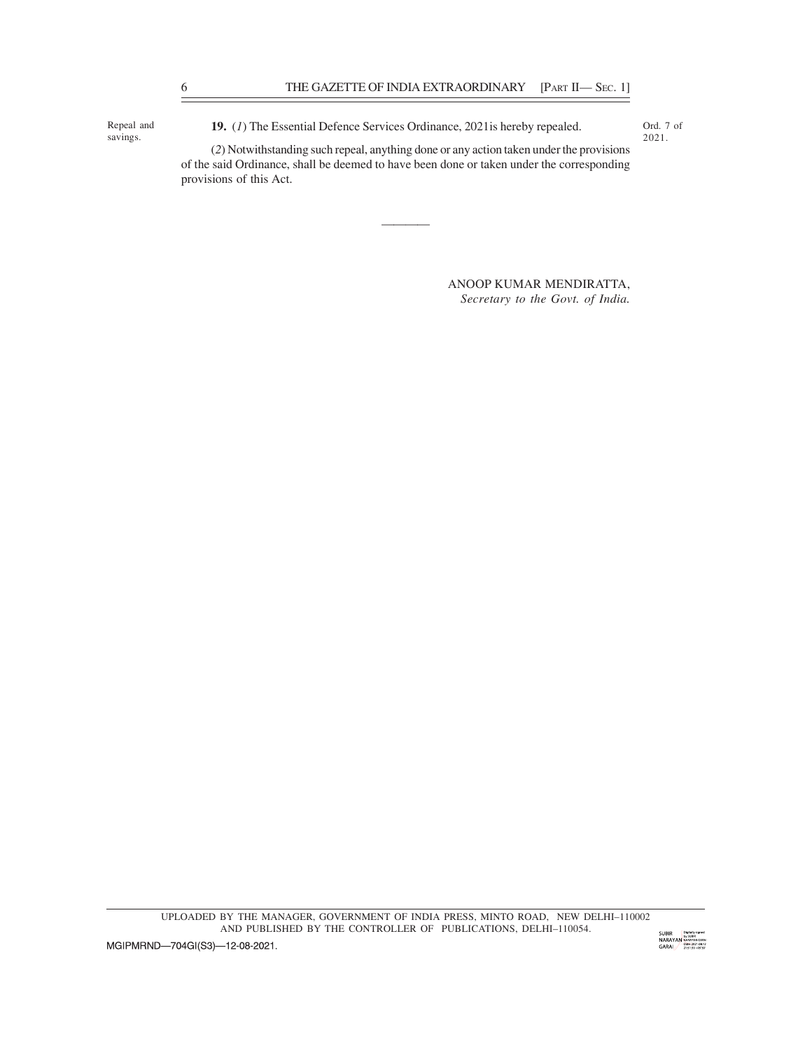Repeal and savings.

**19.** (*1*) The Essential Defence Services Ordinance, 2021is hereby repealed. Ord. 7 of 2021.

(*2*) Notwithstanding such repeal, anything done or any action taken under the provisions of the said Ordinance, shall be deemed to have been done or taken under the corresponding provisions of this Act.

————

ANOOP KUMAR MENDIRATTA,
*Secretary to the Govt. of India.*

UPLOADED BY THE MANAGER, GOVERNMENT OF INDIA PRESS, MINTO ROAD, NEW DELHI–110002
AND PUBLISHED BY THE CONTROLLER OF PUBLICATIONS, DELHI–110054.

MGIPMRND—704GI(S3)—12-08-2021.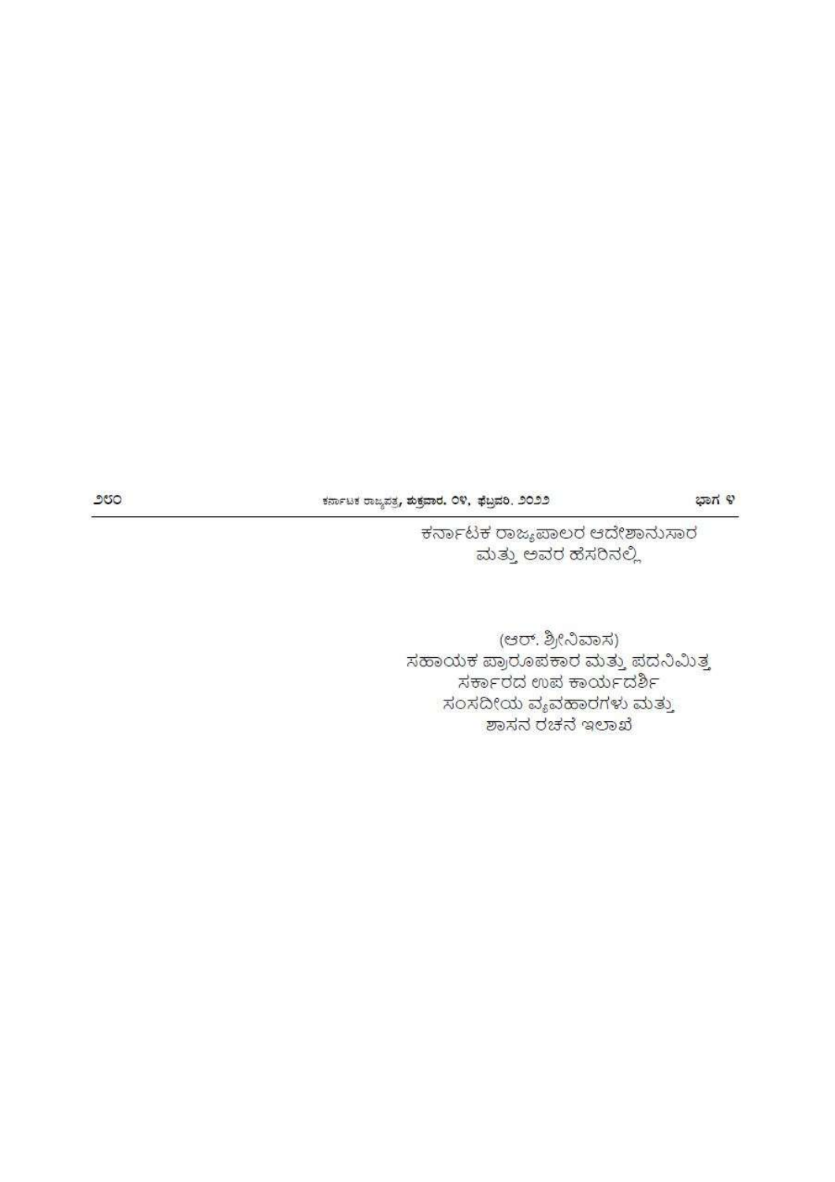ಕರ್ನಾಟಕ ರಾಜ್ಯಪಾಲರ ಆದೇಶಾನುಸಾರ
ಮತ್ತು ಅವರ ಹೆಸರಿನಲ್ಲಿ

(ಆರ್. ಶ್ರೀನಿವಾಸ)
ಸಹಾಯಕ ಪ್ರಾರೂಪಕಾರ ಮತ್ತು ಪದನಿಮಿತ್ತ
ಸರ್ಕಾರದ ಉಪ ಕಾರ್ಯದರ್ಶಿ
ಸಂಸದೀಯ ವ್ಯವಹಾರಗಳು ಮತ್ತು
ಶಾಸನ ರಚನೆ ಇಲಾಖೆ